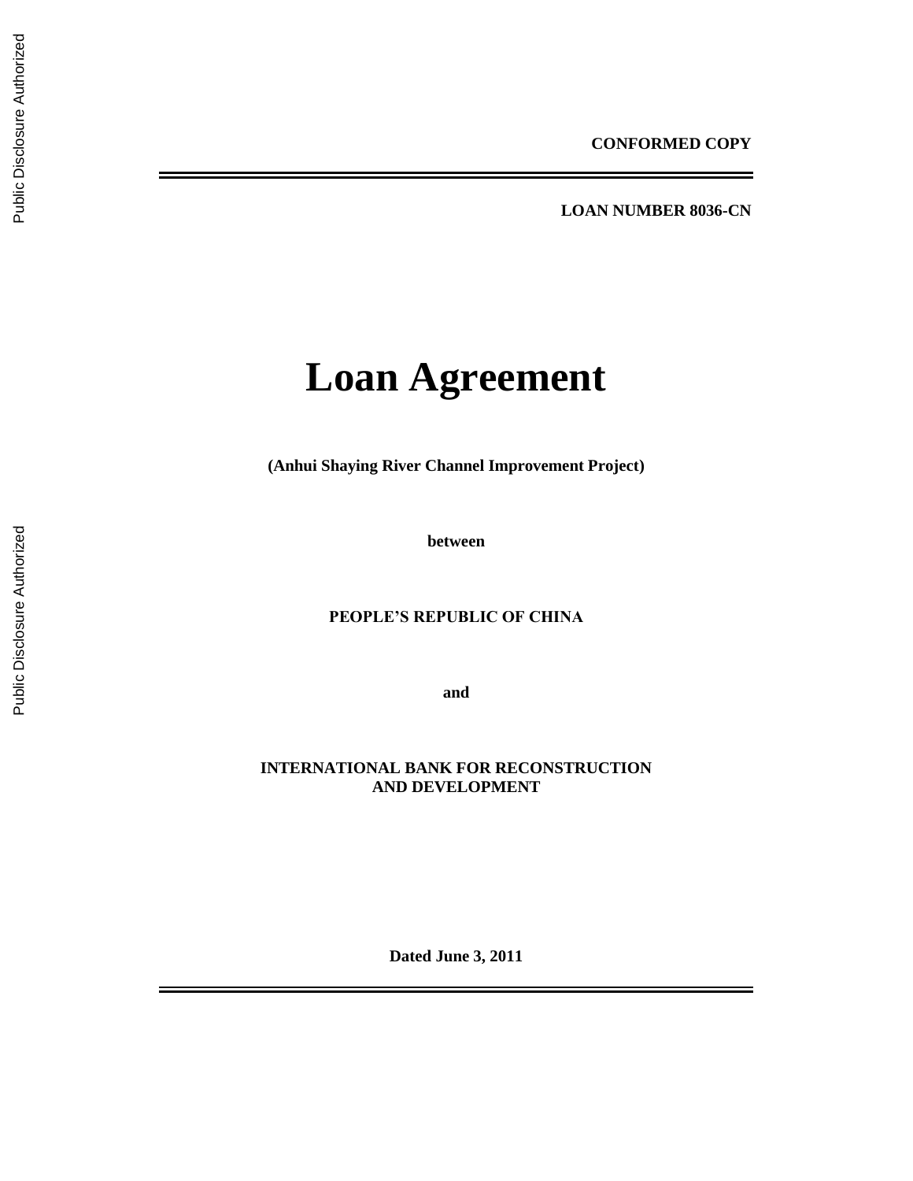**CONFORMED COPY**

---

**LOAN NUMBER 8036-CN**

# Loan Agreement

**(Anhui Shaying River Channel Improvement Project)**

**between**

**PEOPLE'S REPUBLIC OF CHINA**

**and**

**INTERNATIONAL BANK FOR RECONSTRUCTION AND DEVELOPMENT**

**Dated June 3, 2011**

---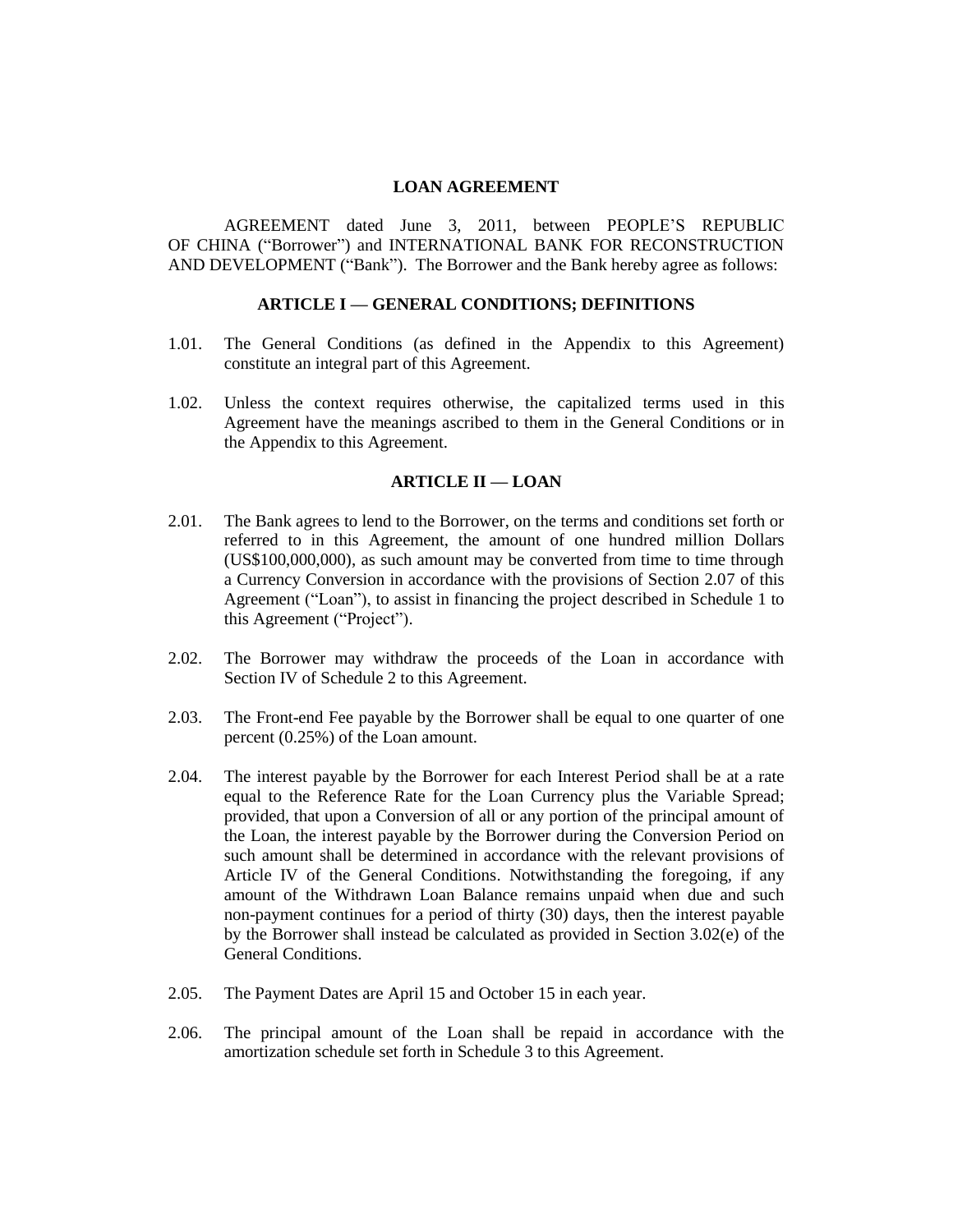# LOAN AGREEMENT

AGREEMENT dated June 3, 2011, between PEOPLE'S REPUBLIC OF CHINA ("Borrower") and INTERNATIONAL BANK FOR RECONSTRUCTION AND DEVELOPMENT ("Bank"). The Borrower and the Bank hereby agree as follows:

## ARTICLE I — GENERAL CONDITIONS; DEFINITIONS

1.01. The General Conditions (as defined in the Appendix to this Agreement) constitute an integral part of this Agreement.

1.02. Unless the context requires otherwise, the capitalized terms used in this Agreement have the meanings ascribed to them in the General Conditions or in the Appendix to this Agreement.

## ARTICLE II — LOAN

2.01. The Bank agrees to lend to the Borrower, on the terms and conditions set forth or referred to in this Agreement, the amount of one hundred million Dollars (US$100,000,000), as such amount may be converted from time to time through a Currency Conversion in accordance with the provisions of Section 2.07 of this Agreement ("Loan"), to assist in financing the project described in Schedule 1 to this Agreement ("Project").

2.02. The Borrower may withdraw the proceeds of the Loan in accordance with Section IV of Schedule 2 to this Agreement.

2.03. The Front-end Fee payable by the Borrower shall be equal to one quarter of one percent (0.25%) of the Loan amount.

2.04. The interest payable by the Borrower for each Interest Period shall be at a rate equal to the Reference Rate for the Loan Currency plus the Variable Spread; provided, that upon a Conversion of all or any portion of the principal amount of the Loan, the interest payable by the Borrower during the Conversion Period on such amount shall be determined in accordance with the relevant provisions of Article IV of the General Conditions. Notwithstanding the foregoing, if any amount of the Withdrawn Loan Balance remains unpaid when due and such non-payment continues for a period of thirty (30) days, then the interest payable by the Borrower shall instead be calculated as provided in Section 3.02(e) of the General Conditions.

2.05. The Payment Dates are April 15 and October 15 in each year.

2.06. The principal amount of the Loan shall be repaid in accordance with the amortization schedule set forth in Schedule 3 to this Agreement.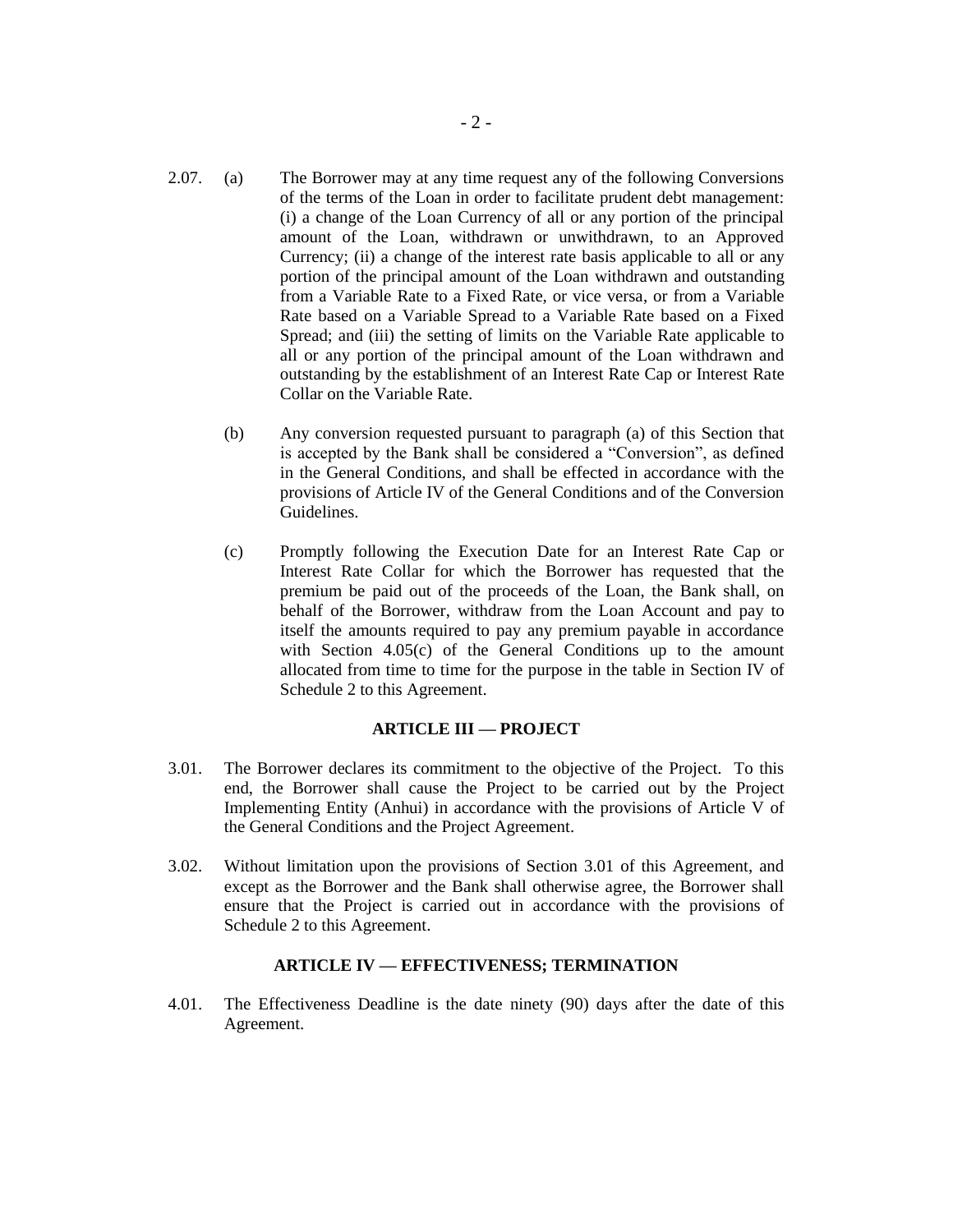2.07. (a) The Borrower may at any time request any of the following Conversions of the terms of the Loan in order to facilitate prudent debt management: (i) a change of the Loan Currency of all or any portion of the principal amount of the Loan, withdrawn or unwithdrawn, to an Approved Currency; (ii) a change of the interest rate basis applicable to all or any portion of the principal amount of the Loan withdrawn and outstanding from a Variable Rate to a Fixed Rate, or vice versa, or from a Variable Rate based on a Variable Spread to a Variable Rate based on a Fixed Spread; and (iii) the setting of limits on the Variable Rate applicable to all or any portion of the principal amount of the Loan withdrawn and outstanding by the establishment of an Interest Rate Cap or Interest Rate Collar on the Variable Rate.

(b) Any conversion requested pursuant to paragraph (a) of this Section that is accepted by the Bank shall be considered a "Conversion", as defined in the General Conditions, and shall be effected in accordance with the provisions of Article IV of the General Conditions and of the Conversion Guidelines.

(c) Promptly following the Execution Date for an Interest Rate Cap or Interest Rate Collar for which the Borrower has requested that the premium be paid out of the proceeds of the Loan, the Bank shall, on behalf of the Borrower, withdraw from the Loan Account and pay to itself the amounts required to pay any premium payable in accordance with Section 4.05(c) of the General Conditions up to the amount allocated from time to time for the purpose in the table in Section IV of Schedule 2 to this Agreement.

## ARTICLE III — PROJECT

3.01. The Borrower declares its commitment to the objective of the Project. To this end, the Borrower shall cause the Project to be carried out by the Project Implementing Entity (Anhui) in accordance with the provisions of Article V of the General Conditions and the Project Agreement.

3.02. Without limitation upon the provisions of Section 3.01 of this Agreement, and except as the Borrower and the Bank shall otherwise agree, the Borrower shall ensure that the Project is carried out in accordance with the provisions of Schedule 2 to this Agreement.

## ARTICLE IV — EFFECTIVENESS; TERMINATION

4.01. The Effectiveness Deadline is the date ninety (90) days after the date of this Agreement.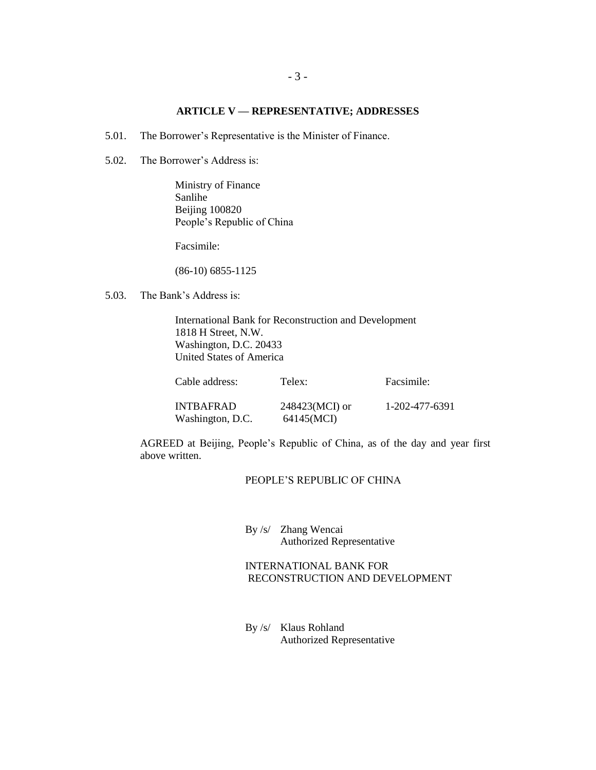### ARTICLE V — REPRESENTATIVE; ADDRESSES

5.01. The Borrower's Representative is the Minister of Finance.

5.02. The Borrower's Address is:

Ministry of Finance
Sanlihe
Beijing 100820
People's Republic of China

Facsimile:

(86-10) 6855-1125

5.03. The Bank's Address is:

International Bank for Reconstruction and Development
1818 H Street, N.W.
Washington, D.C. 20433
United States of America

| Cable address: | Telex: | Facsimile: |
|---|---|---|
| INTBAFRAD Washington, D.C. | 248423(MCI) or 64145(MCI) | 1-202-477-6391 |

AGREED at Beijing, People's Republic of China, as of the day and year first above written.

PEOPLE'S REPUBLIC OF CHINA

By /s/ Zhang Wencai
Authorized Representative

INTERNATIONAL BANK FOR RECONSTRUCTION AND DEVELOPMENT

By /s/ Klaus Rohland
Authorized Representative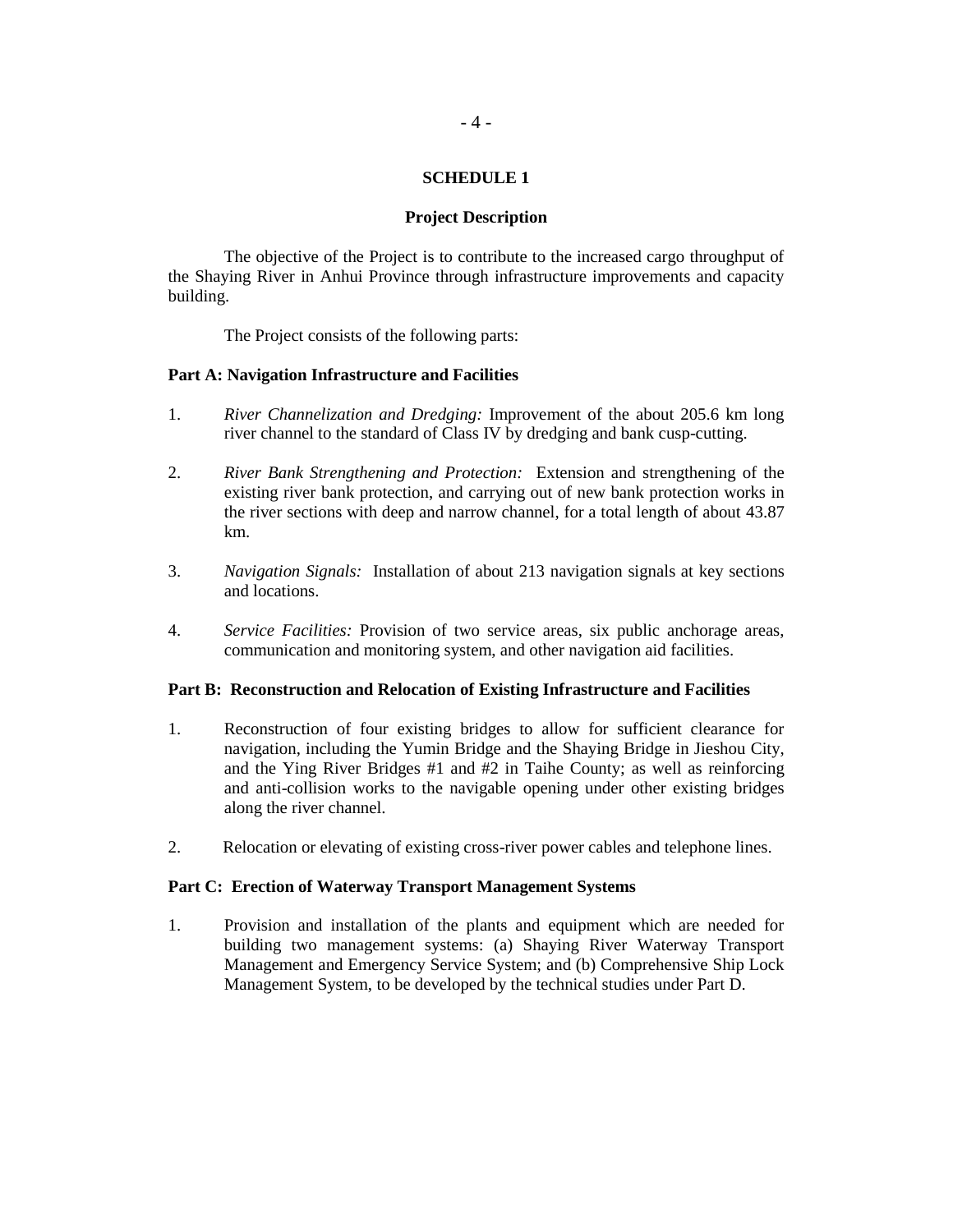# SCHEDULE 1

## Project Description

The objective of the Project is to contribute to the increased cargo throughput of the Shaying River in Anhui Province through infrastructure improvements and capacity building.

The Project consists of the following parts:

### Part A: Navigation Infrastructure and Facilities

1. *River Channelization and Dredging:* Improvement of the about 205.6 km long river channel to the standard of Class IV by dredging and bank cusp-cutting.

2. *River Bank Strengthening and Protection:* Extension and strengthening of the existing river bank protection, and carrying out of new bank protection works in the river sections with deep and narrow channel, for a total length of about 43.87 km.

3. *Navigation Signals:* Installation of about 213 navigation signals at key sections and locations.

4. *Service Facilities:* Provision of two service areas, six public anchorage areas, communication and monitoring system, and other navigation aid facilities.

### Part B: Reconstruction and Relocation of Existing Infrastructure and Facilities

1. Reconstruction of four existing bridges to allow for sufficient clearance for navigation, including the Yumin Bridge and the Shaying Bridge in Jieshou City, and the Ying River Bridges #1 and #2 in Taihe County; as well as reinforcing and anti-collision works to the navigable opening under other existing bridges along the river channel.

2. Relocation or elevating of existing cross-river power cables and telephone lines.

### Part C: Erection of Waterway Transport Management Systems

1. Provision and installation of the plants and equipment which are needed for building two management systems: (a) Shaying River Waterway Transport Management and Emergency Service System; and (b) Comprehensive Ship Lock Management System, to be developed by the technical studies under Part D.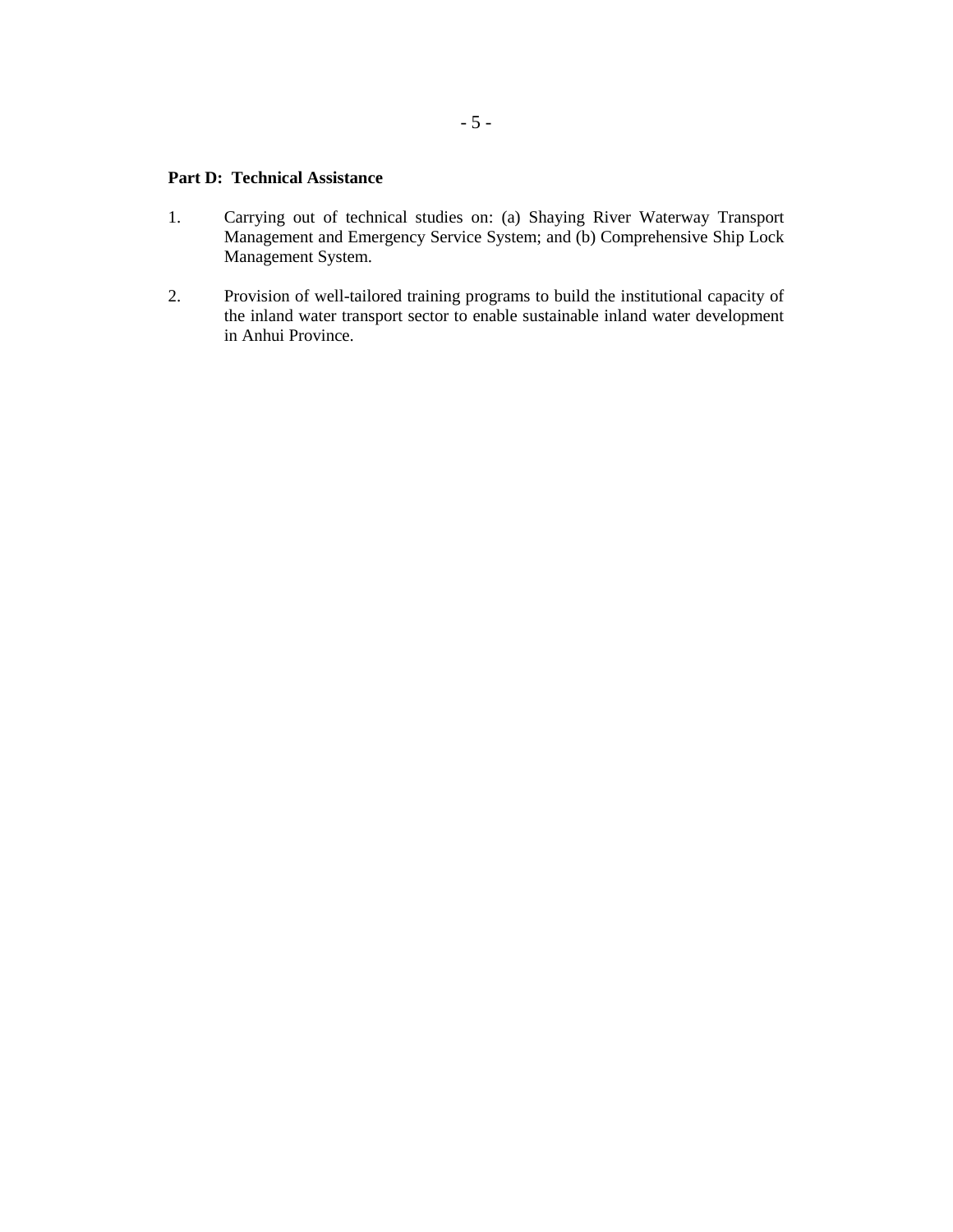**Part D: Technical Assistance**

1. Carrying out of technical studies on: (a) Shaying River Waterway Transport Management and Emergency Service System; and (b) Comprehensive Ship Lock Management System.

2. Provision of well-tailored training programs to build the institutional capacity of the inland water transport sector to enable sustainable inland water development in Anhui Province.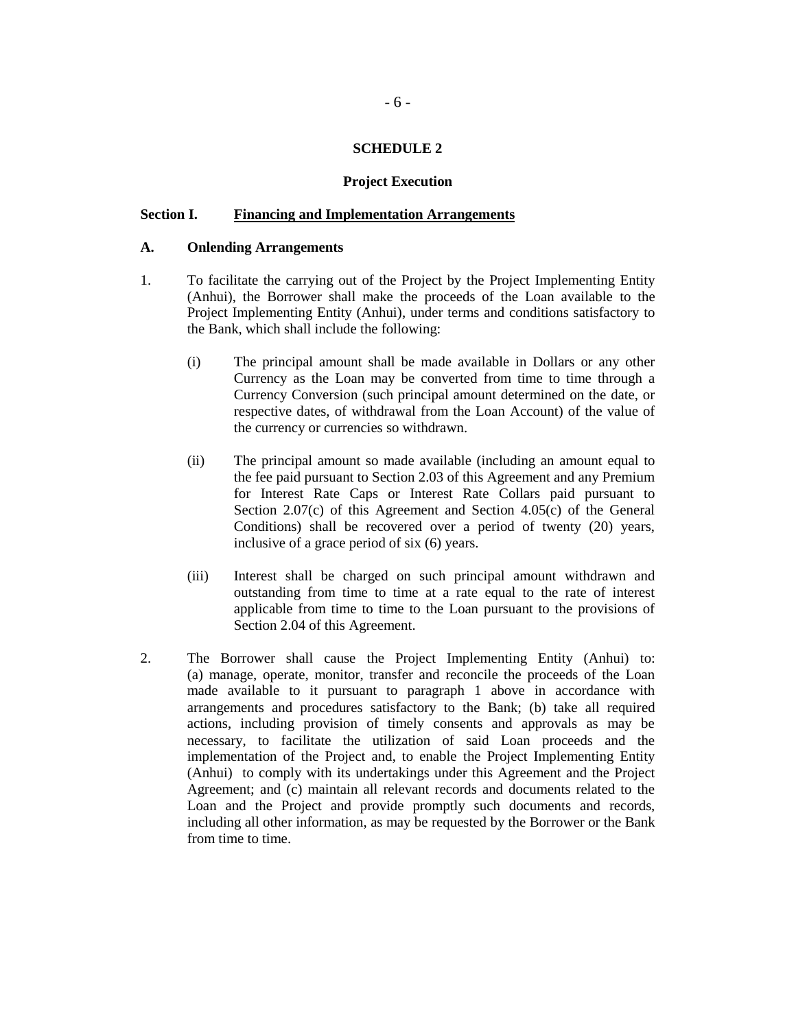## SCHEDULE 2

### Project Execution

### Section I. Financing and Implementation Arrangements

**A. Onlending Arrangements**

1. To facilitate the carrying out of the Project by the Project Implementing Entity (Anhui), the Borrower shall make the proceeds of the Loan available to the Project Implementing Entity (Anhui), under terms and conditions satisfactory to the Bank, which shall include the following:

   (i) The principal amount shall be made available in Dollars or any other Currency as the Loan may be converted from time to time through a Currency Conversion (such principal amount determined on the date, or respective dates, of withdrawal from the Loan Account) of the value of the currency or currencies so withdrawn.

   (ii) The principal amount so made available (including an amount equal to the fee paid pursuant to Section 2.03 of this Agreement and any Premium for Interest Rate Caps or Interest Rate Collars paid pursuant to Section 2.07(c) of this Agreement and Section 4.05(c) of the General Conditions) shall be recovered over a period of twenty (20) years, inclusive of a grace period of six (6) years.

   (iii) Interest shall be charged on such principal amount withdrawn and outstanding from time to time at a rate equal to the rate of interest applicable from time to time to the Loan pursuant to the provisions of Section 2.04 of this Agreement.

2. The Borrower shall cause the Project Implementing Entity (Anhui) to: (a) manage, operate, monitor, transfer and reconcile the proceeds of the Loan made available to it pursuant to paragraph 1 above in accordance with arrangements and procedures satisfactory to the Bank; (b) take all required actions, including provision of timely consents and approvals as may be necessary, to facilitate the utilization of said Loan proceeds and the implementation of the Project and, to enable the Project Implementing Entity (Anhui) to comply with its undertakings under this Agreement and the Project Agreement; and (c) maintain all relevant records and documents related to the Loan and the Project and provide promptly such documents and records, including all other information, as may be requested by the Borrower or the Bank from time to time.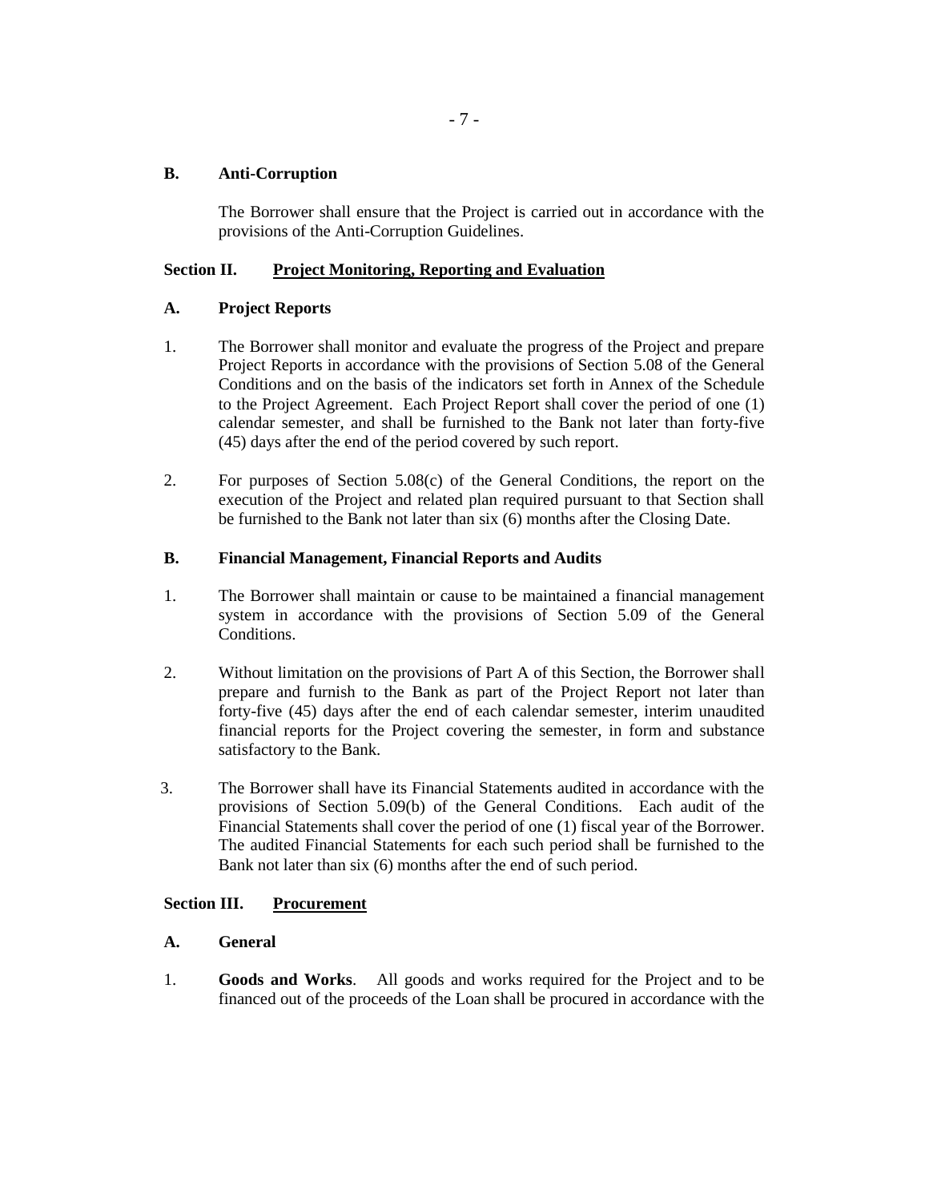### B. Anti-Corruption

The Borrower shall ensure that the Project is carried out in accordance with the provisions of the Anti-Corruption Guidelines.

## Section II. Project Monitoring, Reporting and Evaluation

### A. Project Reports

1. The Borrower shall monitor and evaluate the progress of the Project and prepare Project Reports in accordance with the provisions of Section 5.08 of the General Conditions and on the basis of the indicators set forth in Annex of the Schedule to the Project Agreement. Each Project Report shall cover the period of one (1) calendar semester, and shall be furnished to the Bank not later than forty-five (45) days after the end of the period covered by such report.

2. For purposes of Section 5.08(c) of the General Conditions, the report on the execution of the Project and related plan required pursuant to that Section shall be furnished to the Bank not later than six (6) months after the Closing Date.

### B. Financial Management, Financial Reports and Audits

1. The Borrower shall maintain or cause to be maintained a financial management system in accordance with the provisions of Section 5.09 of the General Conditions.

2. Without limitation on the provisions of Part A of this Section, the Borrower shall prepare and furnish to the Bank as part of the Project Report not later than forty-five (45) days after the end of each calendar semester, interim unaudited financial reports for the Project covering the semester, in form and substance satisfactory to the Bank.

3. The Borrower shall have its Financial Statements audited in accordance with the provisions of Section 5.09(b) of the General Conditions. Each audit of the Financial Statements shall cover the period of one (1) fiscal year of the Borrower. The audited Financial Statements for each such period shall be furnished to the Bank not later than six (6) months after the end of such period.

## Section III. Procurement

### A. General

1. **Goods and Works**. All goods and works required for the Project and to be financed out of the proceeds of the Loan shall be procured in accordance with the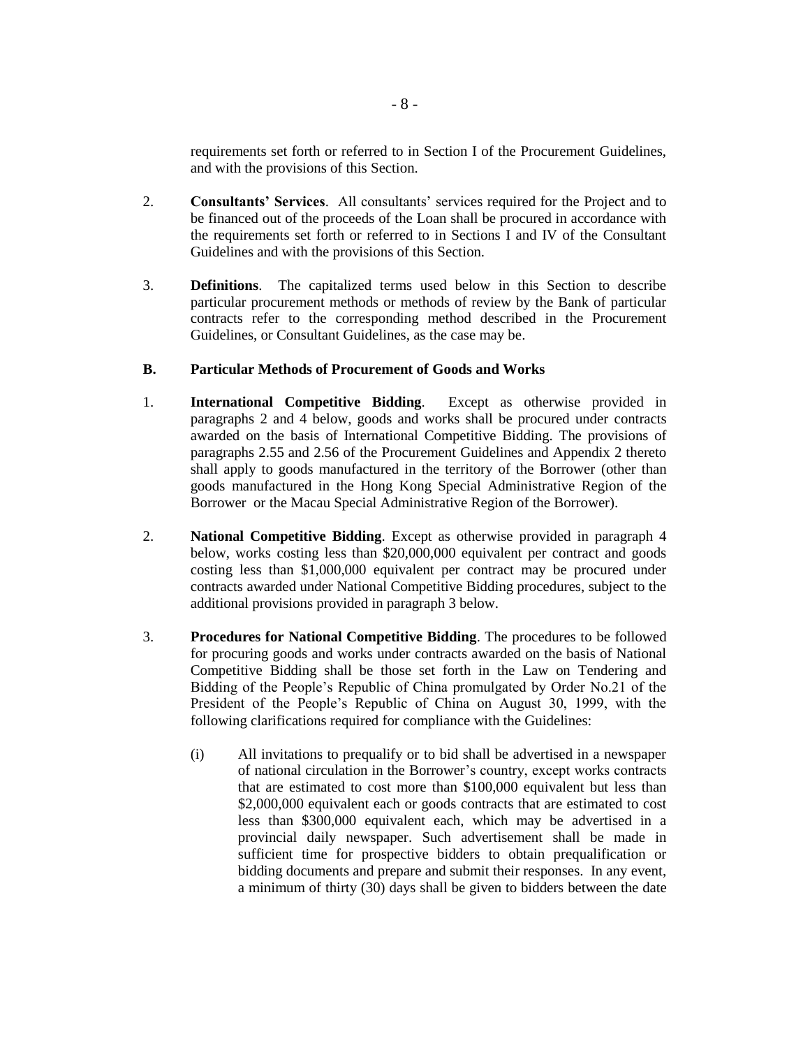requirements set forth or referred to in Section I of the Procurement Guidelines, and with the provisions of this Section.

2. **Consultants' Services**. All consultants' services required for the Project and to be financed out of the proceeds of the Loan shall be procured in accordance with the requirements set forth or referred to in Sections I and IV of the Consultant Guidelines and with the provisions of this Section.

3. **Definitions**. The capitalized terms used below in this Section to describe particular procurement methods or methods of review by the Bank of particular contracts refer to the corresponding method described in the Procurement Guidelines, or Consultant Guidelines, as the case may be.

**B. Particular Methods of Procurement of Goods and Works**

1. **International Competitive Bidding**. Except as otherwise provided in paragraphs 2 and 4 below, goods and works shall be procured under contracts awarded on the basis of International Competitive Bidding. The provisions of paragraphs 2.55 and 2.56 of the Procurement Guidelines and Appendix 2 thereto shall apply to goods manufactured in the territory of the Borrower (other than goods manufactured in the Hong Kong Special Administrative Region of the Borrower or the Macau Special Administrative Region of the Borrower).

2. **National Competitive Bidding**. Except as otherwise provided in paragraph 4 below, works costing less than $20,000,000 equivalent per contract and goods costing less than $1,000,000 equivalent per contract may be procured under contracts awarded under National Competitive Bidding procedures, subject to the additional provisions provided in paragraph 3 below.

3. **Procedures for National Competitive Bidding**. The procedures to be followed for procuring goods and works under contracts awarded on the basis of National Competitive Bidding shall be those set forth in the Law on Tendering and Bidding of the People's Republic of China promulgated by Order No.21 of the President of the People's Republic of China on August 30, 1999, with the following clarifications required for compliance with the Guidelines:

   (i) All invitations to prequalify or to bid shall be advertised in a newspaper of national circulation in the Borrower's country, except works contracts that are estimated to cost more than $100,000 equivalent but less than $2,000,000 equivalent each or goods contracts that are estimated to cost less than $300,000 equivalent each, which may be advertised in a provincial daily newspaper. Such advertisement shall be made in sufficient time for prospective bidders to obtain prequalification or bidding documents and prepare and submit their responses. In any event, a minimum of thirty (30) days shall be given to bidders between the date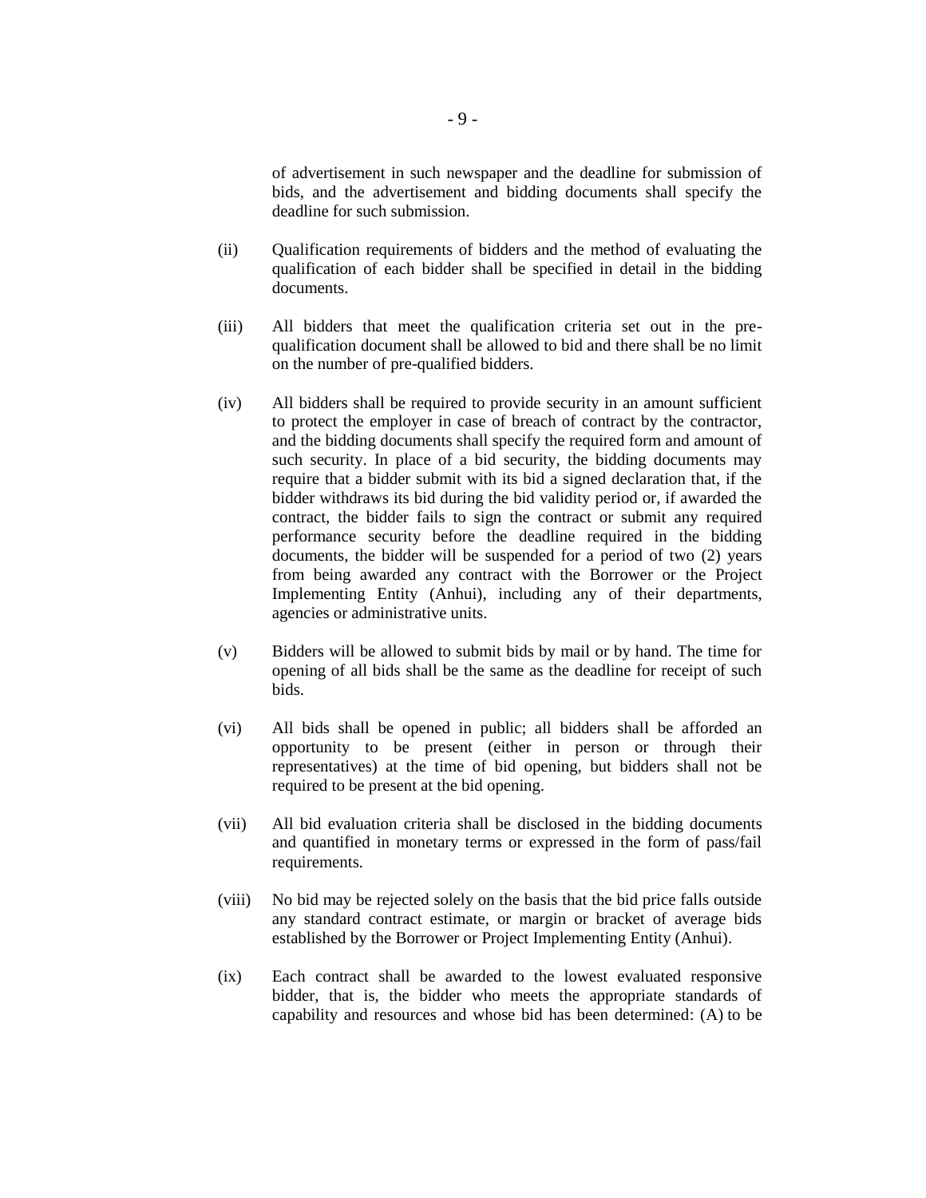of advertisement in such newspaper and the deadline for submission of bids, and the advertisement and bidding documents shall specify the deadline for such submission.

(ii) Qualification requirements of bidders and the method of evaluating the qualification of each bidder shall be specified in detail in the bidding documents.

(iii) All bidders that meet the qualification criteria set out in the pre-qualification document shall be allowed to bid and there shall be no limit on the number of pre-qualified bidders.

(iv) All bidders shall be required to provide security in an amount sufficient to protect the employer in case of breach of contract by the contractor, and the bidding documents shall specify the required form and amount of such security. In place of a bid security, the bidding documents may require that a bidder submit with its bid a signed declaration that, if the bidder withdraws its bid during the bid validity period or, if awarded the contract, the bidder fails to sign the contract or submit any required performance security before the deadline required in the bidding documents, the bidder will be suspended for a period of two (2) years from being awarded any contract with the Borrower or the Project Implementing Entity (Anhui), including any of their departments, agencies or administrative units.

(v) Bidders will be allowed to submit bids by mail or by hand. The time for opening of all bids shall be the same as the deadline for receipt of such bids.

(vi) All bids shall be opened in public; all bidders shall be afforded an opportunity to be present (either in person or through their representatives) at the time of bid opening, but bidders shall not be required to be present at the bid opening.

(vii) All bid evaluation criteria shall be disclosed in the bidding documents and quantified in monetary terms or expressed in the form of pass/fail requirements.

(viii) No bid may be rejected solely on the basis that the bid price falls outside any standard contract estimate, or margin or bracket of average bids established by the Borrower or Project Implementing Entity (Anhui).

(ix) Each contract shall be awarded to the lowest evaluated responsive bidder, that is, the bidder who meets the appropriate standards of capability and resources and whose bid has been determined: (A) to be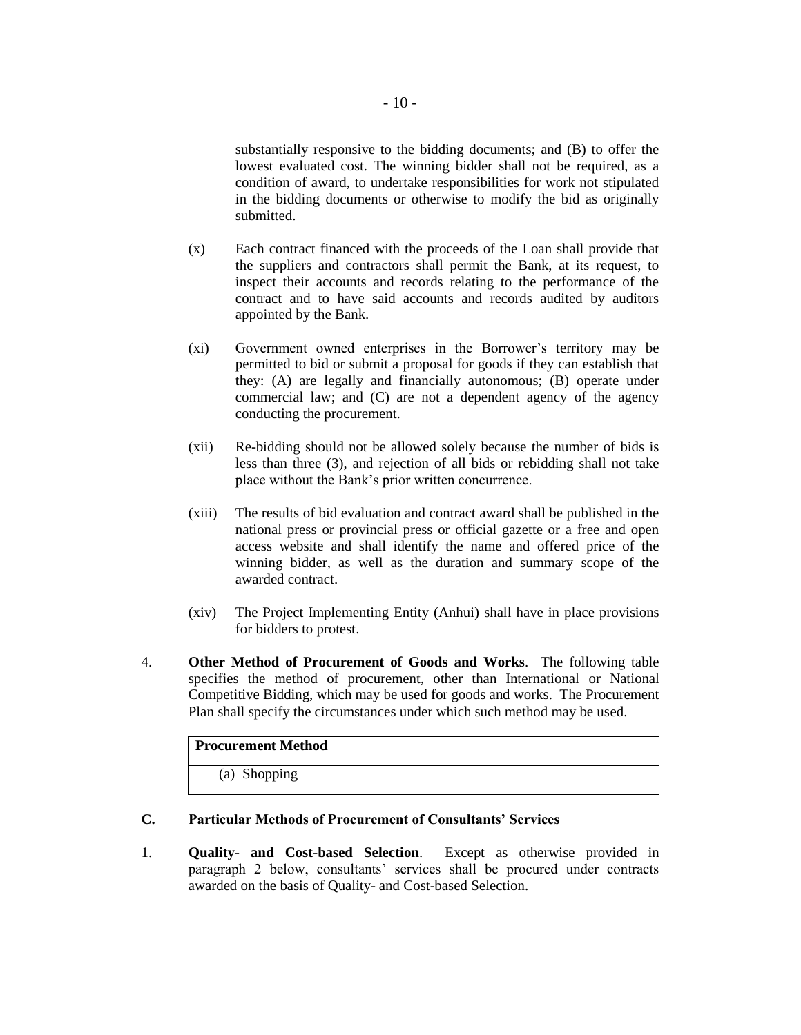substantially responsive to the bidding documents; and (B) to offer the lowest evaluated cost. The winning bidder shall not be required, as a condition of award, to undertake responsibilities for work not stipulated in the bidding documents or otherwise to modify the bid as originally submitted.

(x) Each contract financed with the proceeds of the Loan shall provide that the suppliers and contractors shall permit the Bank, at its request, to inspect their accounts and records relating to the performance of the contract and to have said accounts and records audited by auditors appointed by the Bank.

(xi) Government owned enterprises in the Borrower's territory may be permitted to bid or submit a proposal for goods if they can establish that they: (A) are legally and financially autonomous; (B) operate under commercial law; and (C) are not a dependent agency of the agency conducting the procurement.

(xii) Re-bidding should not be allowed solely because the number of bids is less than three (3), and rejection of all bids or rebidding shall not take place without the Bank's prior written concurrence.

(xiii) The results of bid evaluation and contract award shall be published in the national press or provincial press or official gazette or a free and open access website and shall identify the name and offered price of the winning bidder, as well as the duration and summary scope of the awarded contract.

(xiv) The Project Implementing Entity (Anhui) shall have in place provisions for bidders to protest.

4. **Other Method of Procurement of Goods and Works**. The following table specifies the method of procurement, other than International or National Competitive Bidding, which may be used for goods and works. The Procurement Plan shall specify the circumstances under which such method may be used.

| **Procurement Method** |
|---|
| (a) Shopping |

### C. Particular Methods of Procurement of Consultants' Services

1. **Quality- and Cost-based Selection**. Except as otherwise provided in paragraph 2 below, consultants' services shall be procured under contracts awarded on the basis of Quality- and Cost-based Selection.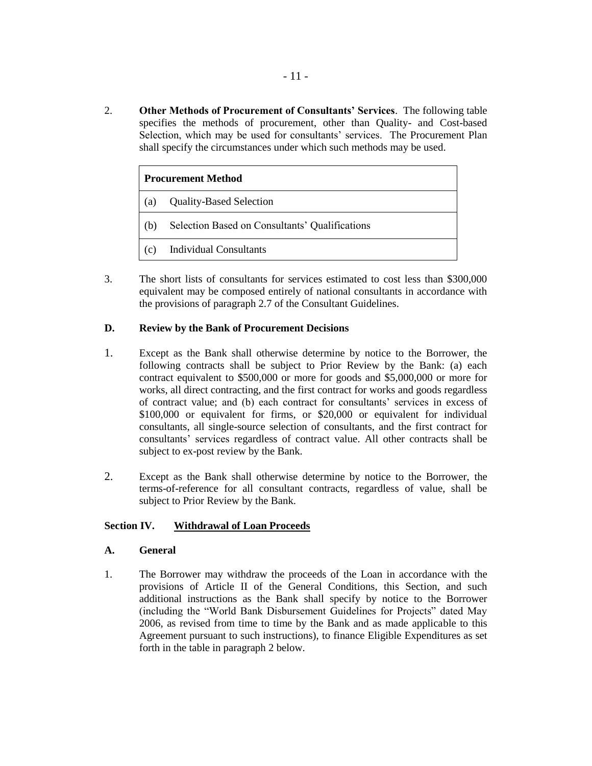2. **Other Methods of Procurement of Consultants' Services**. The following table specifies the methods of procurement, other than Quality- and Cost-based Selection, which may be used for consultants' services. The Procurement Plan shall specify the circumstances under which such methods may be used.

| **Procurement Method** |
| --- |
| (a) Quality-Based Selection |
| (b) Selection Based on Consultants' Qualifications |
| (c) Individual Consultants |

3. The short lists of consultants for services estimated to cost less than $300,000 equivalent may be composed entirely of national consultants in accordance with the provisions of paragraph 2.7 of the Consultant Guidelines.

**D. Review by the Bank of Procurement Decisions**

1. Except as the Bank shall otherwise determine by notice to the Borrower, the following contracts shall be subject to Prior Review by the Bank: (a) each contract equivalent to $500,000 or more for goods and $5,000,000 or more for works, all direct contracting, and the first contract for works and goods regardless of contract value; and (b) each contract for consultants' services in excess of $100,000 or equivalent for firms, or $20,000 or equivalent for individual consultants, all single-source selection of consultants, and the first contract for consultants' services regardless of contract value. All other contracts shall be subject to ex-post review by the Bank.

2. Except as the Bank shall otherwise determine by notice to the Borrower, the terms-of-reference for all consultant contracts, regardless of value, shall be subject to Prior Review by the Bank.

**Section IV. Withdrawal of Loan Proceeds**

**A. General**

1. The Borrower may withdraw the proceeds of the Loan in accordance with the provisions of Article II of the General Conditions, this Section, and such additional instructions as the Bank shall specify by notice to the Borrower (including the "World Bank Disbursement Guidelines for Projects" dated May 2006, as revised from time to time by the Bank and as made applicable to this Agreement pursuant to such instructions), to finance Eligible Expenditures as set forth in the table in paragraph 2 below.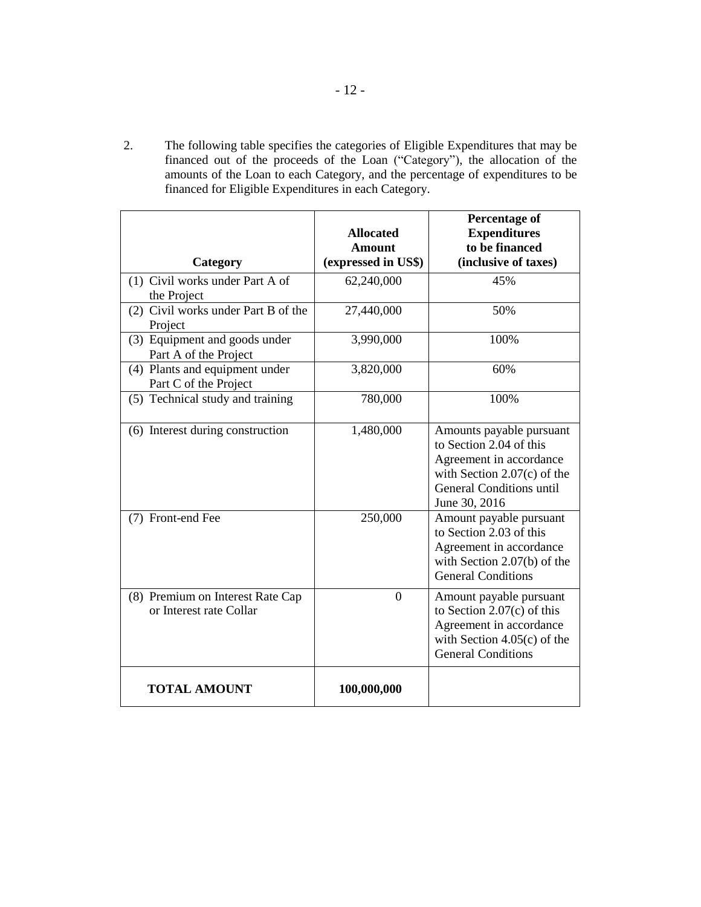2. The following table specifies the categories of Eligible Expenditures that may be financed out of the proceeds of the Loan ("Category"), the allocation of the amounts of the Loan to each Category, and the percentage of expenditures to be financed for Eligible Expenditures in each Category.

| Category | Allocated Amount (expressed in US$) | Percentage of Expenditures to be financed (inclusive of taxes) |
|---|---|---|
| (1) Civil works under Part A of the Project | 62,240,000 | 45% |
| (2) Civil works under Part B of the Project | 27,440,000 | 50% |
| (3) Equipment and goods under Part A of the Project | 3,990,000 | 100% |
| (4) Plants and equipment under Part C of the Project | 3,820,000 | 60% |
| (5) Technical study and training | 780,000 | 100% |
| (6) Interest during construction | 1,480,000 | Amounts payable pursuant to Section 2.04 of this Agreement in accordance with Section 2.07(c) of the General Conditions until June 30, 2016 |
| (7) Front-end Fee | 250,000 | Amount payable pursuant to Section 2.03 of this Agreement in accordance with Section 2.07(b) of the General Conditions |
| (8) Premium on Interest Rate Cap or Interest rate Collar | 0 | Amount payable pursuant to Section 2.07(c) of this Agreement in accordance with Section 4.05(c) of the General Conditions |
| **TOTAL AMOUNT** | **100,000,000** | |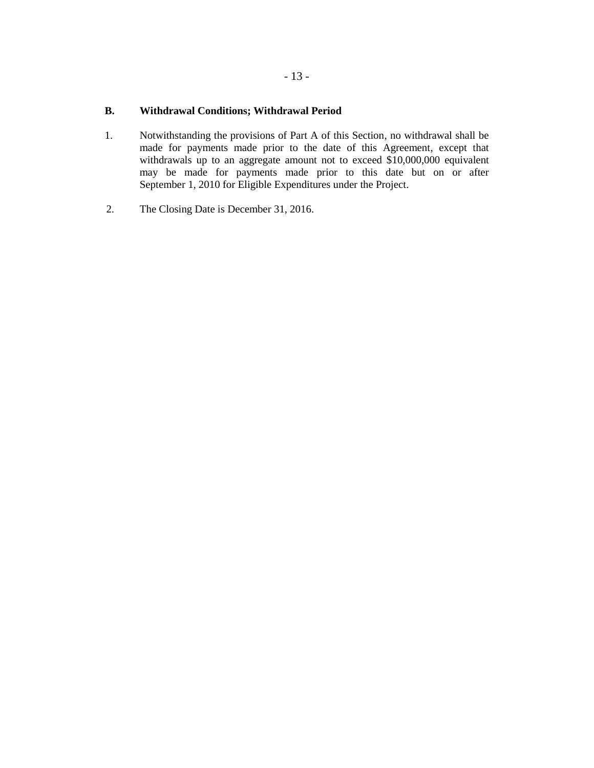### B. Withdrawal Conditions; Withdrawal Period

1. Notwithstanding the provisions of Part A of this Section, no withdrawal shall be made for payments made prior to the date of this Agreement, except that withdrawals up to an aggregate amount not to exceed $10,000,000 equivalent may be made for payments made prior to this date but on or after September 1, 2010 for Eligible Expenditures under the Project.

2. The Closing Date is December 31, 2016.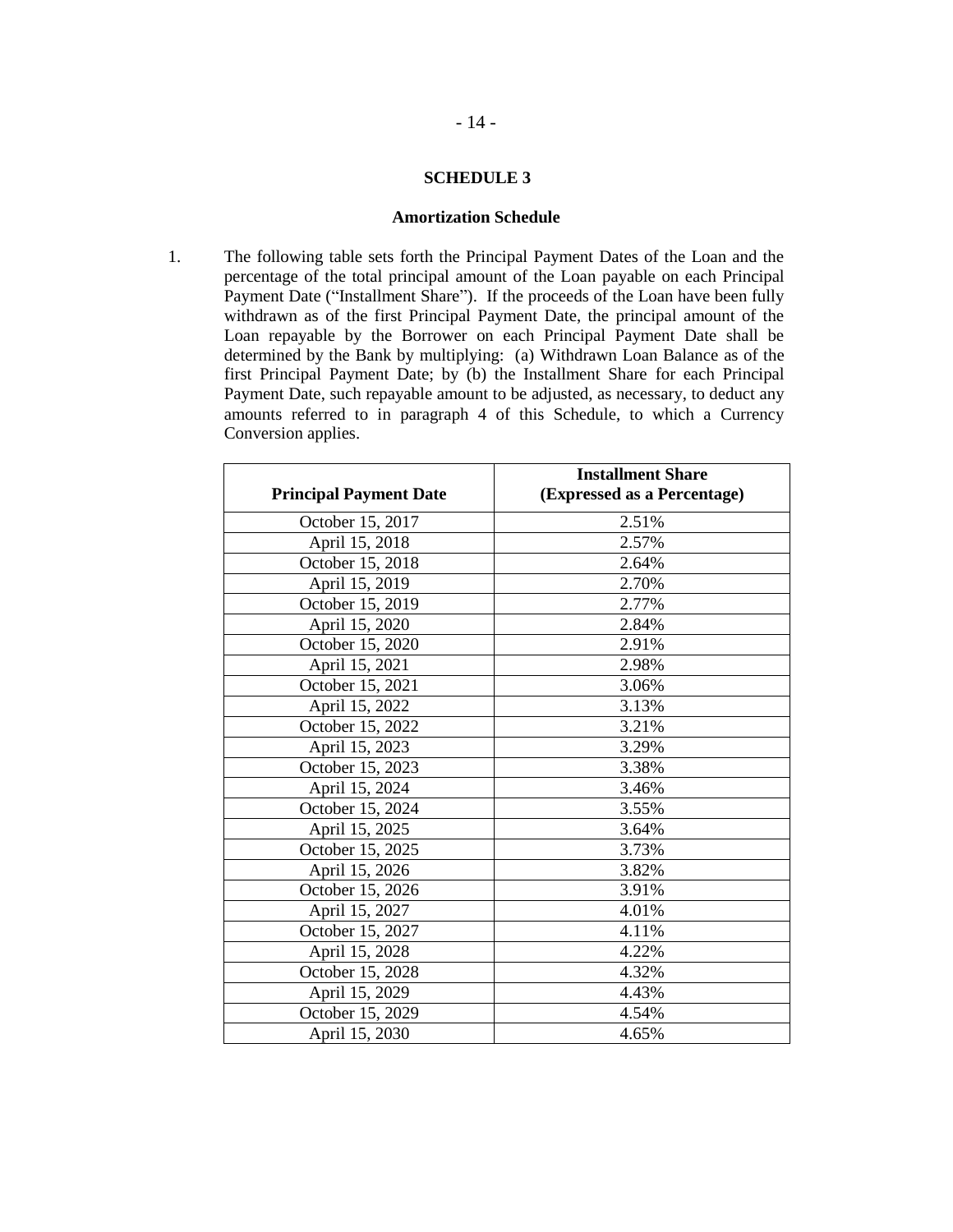## SCHEDULE 3

### Amortization Schedule

1. The following table sets forth the Principal Payment Dates of the Loan and the percentage of the total principal amount of the Loan payable on each Principal Payment Date ("Installment Share"). If the proceeds of the Loan have been fully withdrawn as of the first Principal Payment Date, the principal amount of the Loan repayable by the Borrower on each Principal Payment Date shall be determined by the Bank by multiplying: (a) Withdrawn Loan Balance as of the first Principal Payment Date; by (b) the Installment Share for each Principal Payment Date, such repayable amount to be adjusted, as necessary, to deduct any amounts referred to in paragraph 4 of this Schedule, to which a Currency Conversion applies.

| Principal Payment Date | Installment Share (Expressed as a Percentage) |
|---|---|
| October 15, 2017 | 2.51% |
| April 15, 2018 | 2.57% |
| October 15, 2018 | 2.64% |
| April 15, 2019 | 2.70% |
| October 15, 2019 | 2.77% |
| April 15, 2020 | 2.84% |
| October 15, 2020 | 2.91% |
| April 15, 2021 | 2.98% |
| October 15, 2021 | 3.06% |
| April 15, 2022 | 3.13% |
| October 15, 2022 | 3.21% |
| April 15, 2023 | 3.29% |
| October 15, 2023 | 3.38% |
| April 15, 2024 | 3.46% |
| October 15, 2024 | 3.55% |
| April 15, 2025 | 3.64% |
| October 15, 2025 | 3.73% |
| April 15, 2026 | 3.82% |
| October 15, 2026 | 3.91% |
| April 15, 2027 | 4.01% |
| October 15, 2027 | 4.11% |
| April 15, 2028 | 4.22% |
| October 15, 2028 | 4.32% |
| April 15, 2029 | 4.43% |
| October 15, 2029 | 4.54% |
| April 15, 2030 | 4.65% |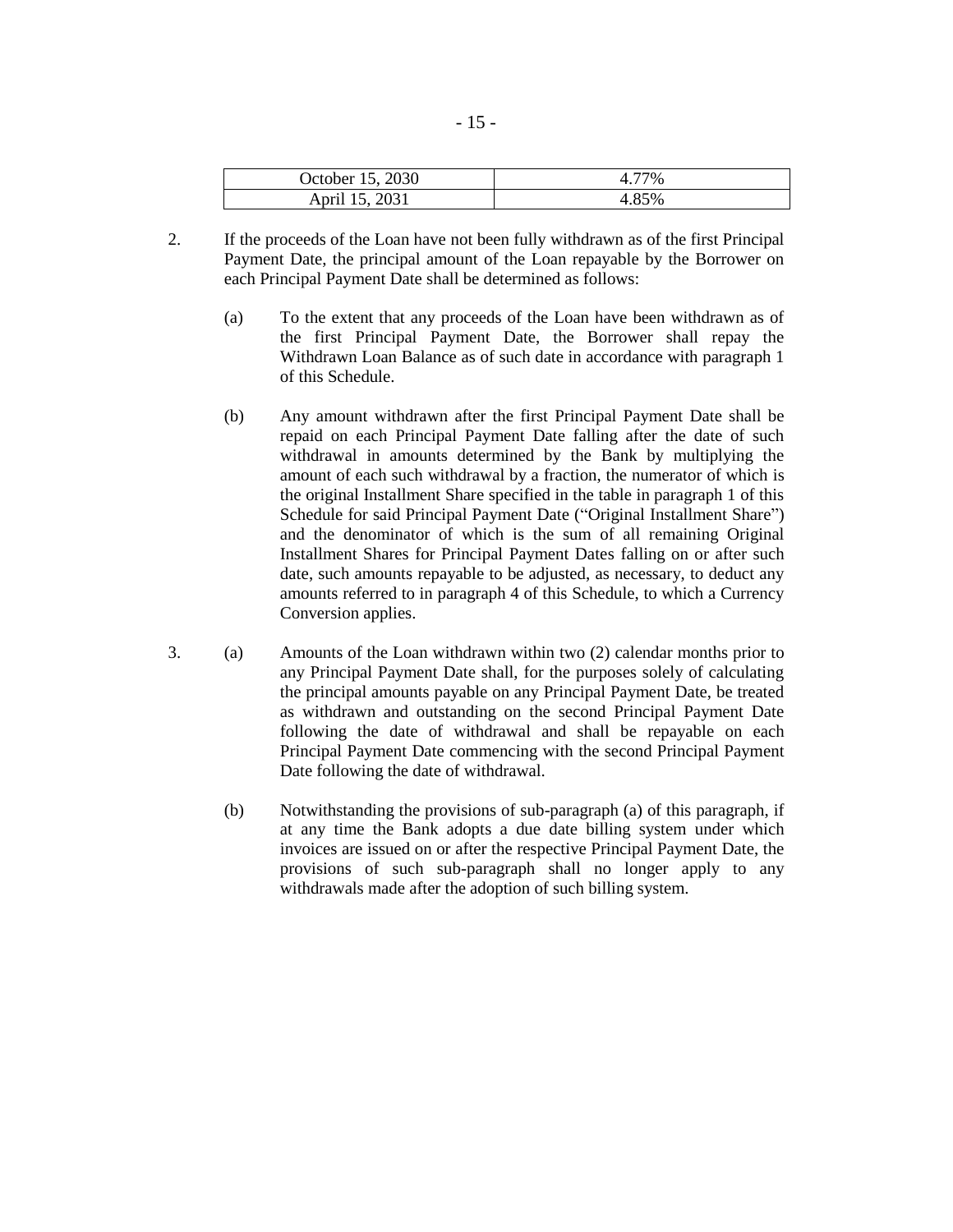| October 15, 2030 | 4.77% |
|---|---|
| April 15, 2031 | 4.85% |

2. If the proceeds of the Loan have not been fully withdrawn as of the first Principal Payment Date, the principal amount of the Loan repayable by the Borrower on each Principal Payment Date shall be determined as follows:

   (a) To the extent that any proceeds of the Loan have been withdrawn as of the first Principal Payment Date, the Borrower shall repay the Withdrawn Loan Balance as of such date in accordance with paragraph 1 of this Schedule.

   (b) Any amount withdrawn after the first Principal Payment Date shall be repaid on each Principal Payment Date falling after the date of such withdrawal in amounts determined by the Bank by multiplying the amount of each such withdrawal by a fraction, the numerator of which is the original Installment Share specified in the table in paragraph 1 of this Schedule for said Principal Payment Date ("Original Installment Share") and the denominator of which is the sum of all remaining Original Installment Shares for Principal Payment Dates falling on or after such date, such amounts repayable to be adjusted, as necessary, to deduct any amounts referred to in paragraph 4 of this Schedule, to which a Currency Conversion applies.

3. (a) Amounts of the Loan withdrawn within two (2) calendar months prior to any Principal Payment Date shall, for the purposes solely of calculating the principal amounts payable on any Principal Payment Date, be treated as withdrawn and outstanding on the second Principal Payment Date following the date of withdrawal and shall be repayable on each Principal Payment Date commencing with the second Principal Payment Date following the date of withdrawal.

   (b) Notwithstanding the provisions of sub-paragraph (a) of this paragraph, if at any time the Bank adopts a due date billing system under which invoices are issued on or after the respective Principal Payment Date, the provisions of such sub-paragraph shall no longer apply to any withdrawals made after the adoption of such billing system.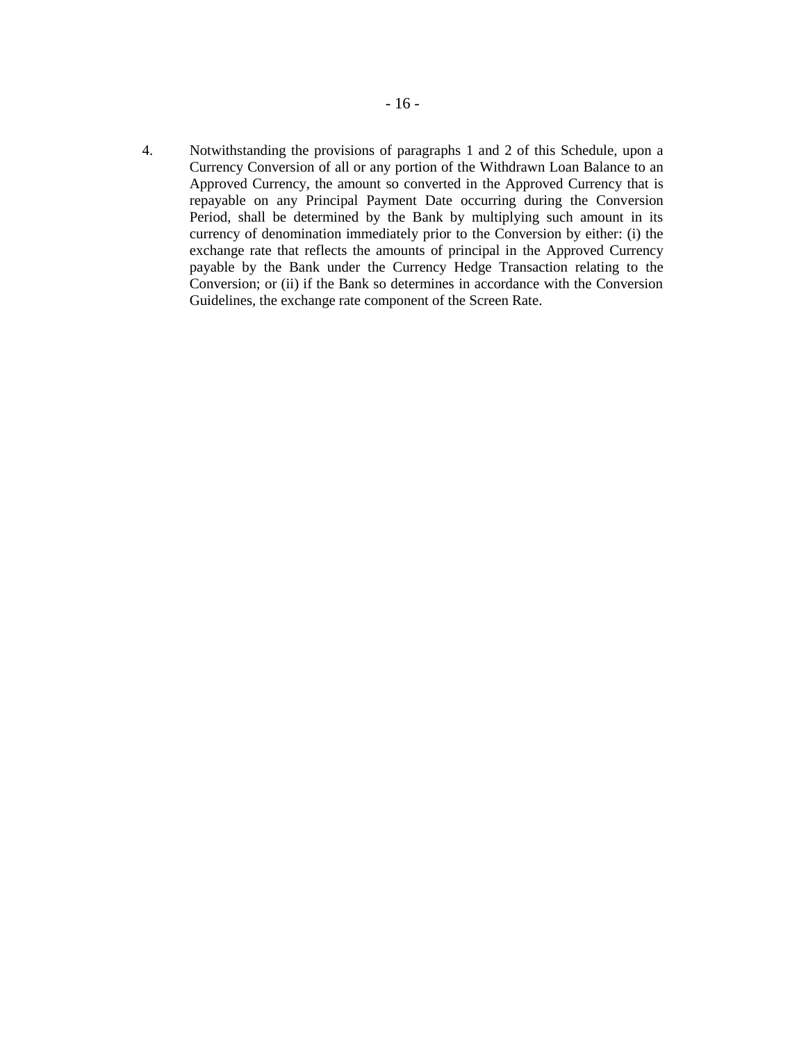4. Notwithstanding the provisions of paragraphs 1 and 2 of this Schedule, upon a Currency Conversion of all or any portion of the Withdrawn Loan Balance to an Approved Currency, the amount so converted in the Approved Currency that is repayable on any Principal Payment Date occurring during the Conversion Period, shall be determined by the Bank by multiplying such amount in its currency of denomination immediately prior to the Conversion by either: (i) the exchange rate that reflects the amounts of principal in the Approved Currency payable by the Bank under the Currency Hedge Transaction relating to the Conversion; or (ii) if the Bank so determines in accordance with the Conversion Guidelines, the exchange rate component of the Screen Rate.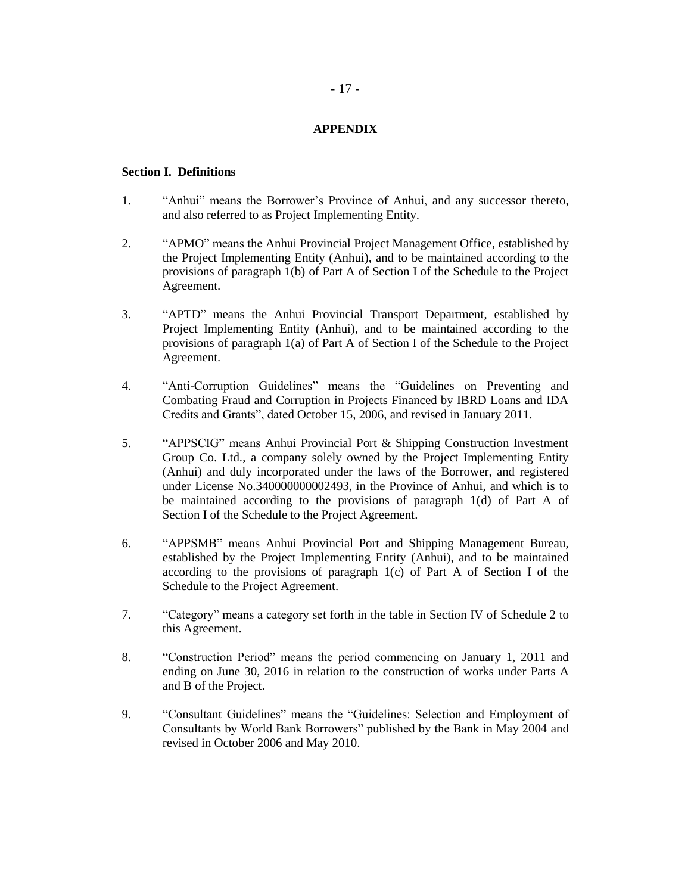# APPENDIX

## Section I. Definitions

1. "Anhui" means the Borrower's Province of Anhui, and any successor thereto, and also referred to as Project Implementing Entity.

2. "APMO" means the Anhui Provincial Project Management Office, established by the Project Implementing Entity (Anhui), and to be maintained according to the provisions of paragraph 1(b) of Part A of Section I of the Schedule to the Project Agreement.

3. "APTD" means the Anhui Provincial Transport Department, established by Project Implementing Entity (Anhui), and to be maintained according to the provisions of paragraph 1(a) of Part A of Section I of the Schedule to the Project Agreement.

4. "Anti-Corruption Guidelines" means the "Guidelines on Preventing and Combating Fraud and Corruption in Projects Financed by IBRD Loans and IDA Credits and Grants", dated October 15, 2006, and revised in January 2011.

5. "APPSCIG" means Anhui Provincial Port & Shipping Construction Investment Group Co. Ltd., a company solely owned by the Project Implementing Entity (Anhui) and duly incorporated under the laws of the Borrower, and registered under License No.340000000002493, in the Province of Anhui, and which is to be maintained according to the provisions of paragraph 1(d) of Part A of Section I of the Schedule to the Project Agreement.

6. "APPSMB" means Anhui Provincial Port and Shipping Management Bureau, established by the Project Implementing Entity (Anhui), and to be maintained according to the provisions of paragraph 1(c) of Part A of Section I of the Schedule to the Project Agreement.

7. "Category" means a category set forth in the table in Section IV of Schedule 2 to this Agreement.

8. "Construction Period" means the period commencing on January 1, 2011 and ending on June 30, 2016 in relation to the construction of works under Parts A and B of the Project.

9. "Consultant Guidelines" means the "Guidelines: Selection and Employment of Consultants by World Bank Borrowers" published by the Bank in May 2004 and revised in October 2006 and May 2010.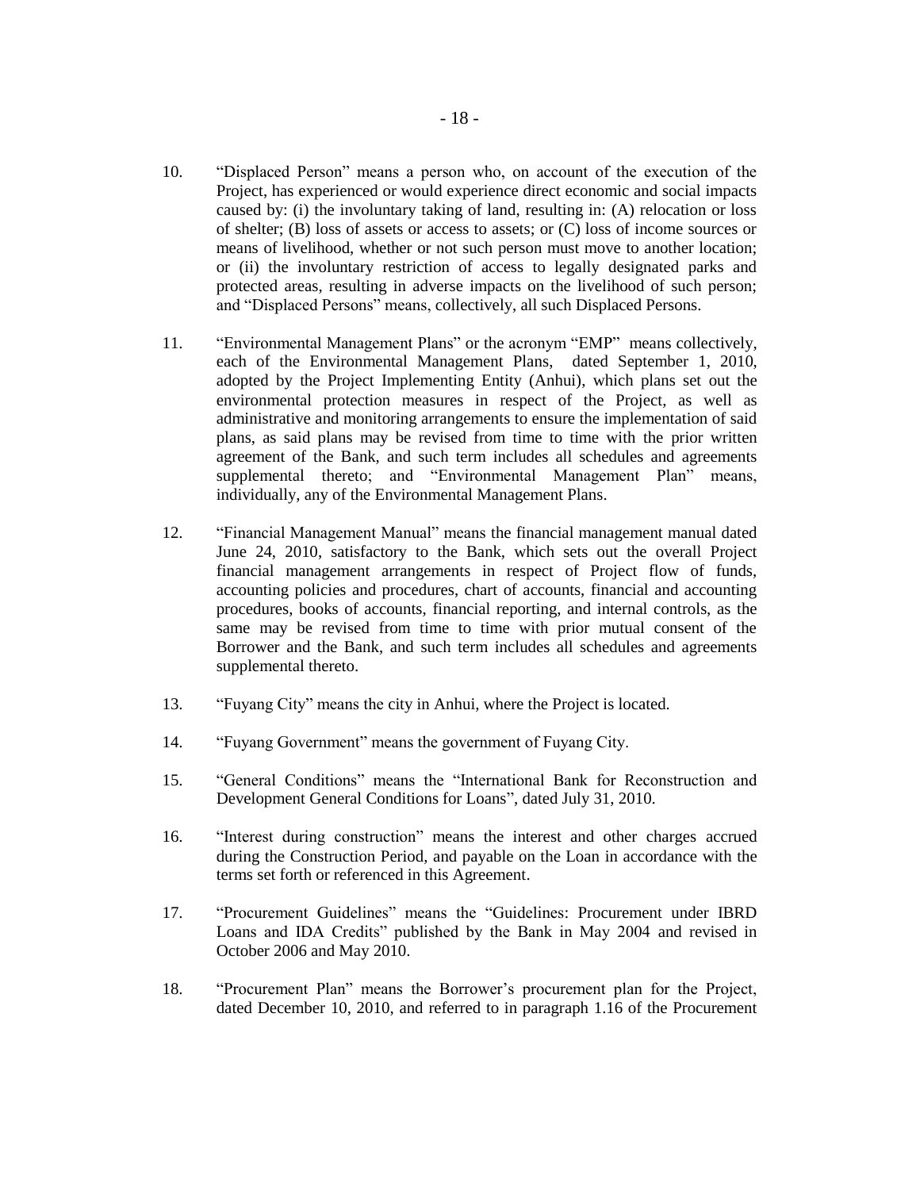10. "Displaced Person" means a person who, on account of the execution of the Project, has experienced or would experience direct economic and social impacts caused by: (i) the involuntary taking of land, resulting in: (A) relocation or loss of shelter; (B) loss of assets or access to assets; or (C) loss of income sources or means of livelihood, whether or not such person must move to another location; or (ii) the involuntary restriction of access to legally designated parks and protected areas, resulting in adverse impacts on the livelihood of such person; and "Displaced Persons" means, collectively, all such Displaced Persons.

11. "Environmental Management Plans" or the acronym "EMP" means collectively, each of the Environmental Management Plans, dated September 1, 2010, adopted by the Project Implementing Entity (Anhui), which plans set out the environmental protection measures in respect of the Project, as well as administrative and monitoring arrangements to ensure the implementation of said plans, as said plans may be revised from time to time with the prior written agreement of the Bank, and such term includes all schedules and agreements supplemental thereto; and "Environmental Management Plan" means, individually, any of the Environmental Management Plans.

12. "Financial Management Manual" means the financial management manual dated June 24, 2010, satisfactory to the Bank, which sets out the overall Project financial management arrangements in respect of Project flow of funds, accounting policies and procedures, chart of accounts, financial and accounting procedures, books of accounts, financial reporting, and internal controls, as the same may be revised from time to time with prior mutual consent of the Borrower and the Bank, and such term includes all schedules and agreements supplemental thereto.

13. "Fuyang City" means the city in Anhui, where the Project is located.

14. "Fuyang Government" means the government of Fuyang City.

15. "General Conditions" means the "International Bank for Reconstruction and Development General Conditions for Loans", dated July 31, 2010.

16. "Interest during construction" means the interest and other charges accrued during the Construction Period, and payable on the Loan in accordance with the terms set forth or referenced in this Agreement.

17. "Procurement Guidelines" means the "Guidelines: Procurement under IBRD Loans and IDA Credits" published by the Bank in May 2004 and revised in October 2006 and May 2010.

18. "Procurement Plan" means the Borrower's procurement plan for the Project, dated December 10, 2010, and referred to in paragraph 1.16 of the Procurement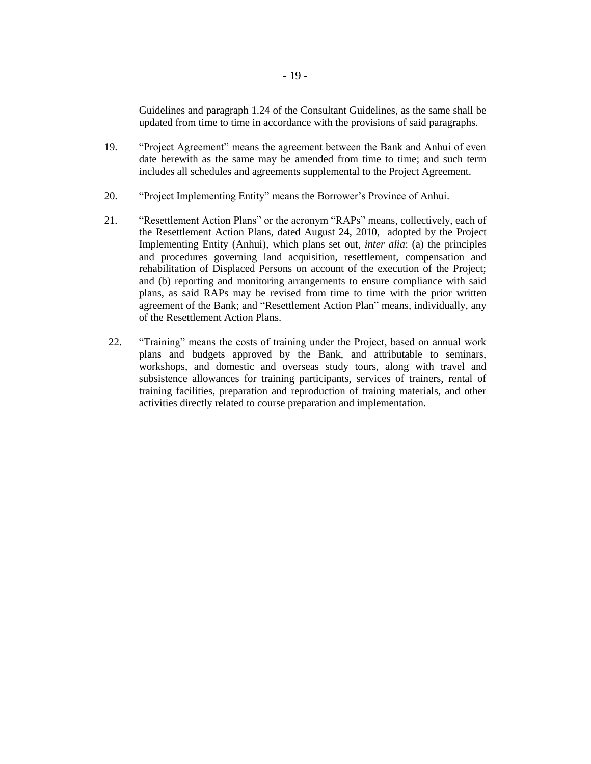Guidelines and paragraph 1.24 of the Consultant Guidelines, as the same shall be updated from time to time in accordance with the provisions of said paragraphs.

19. "Project Agreement" means the agreement between the Bank and Anhui of even date herewith as the same may be amended from time to time; and such term includes all schedules and agreements supplemental to the Project Agreement.

20. "Project Implementing Entity" means the Borrower's Province of Anhui.

21. "Resettlement Action Plans" or the acronym "RAPs" means, collectively, each of the Resettlement Action Plans, dated August 24, 2010, adopted by the Project Implementing Entity (Anhui), which plans set out, *inter alia*: (a) the principles and procedures governing land acquisition, resettlement, compensation and rehabilitation of Displaced Persons on account of the execution of the Project; and (b) reporting and monitoring arrangements to ensure compliance with said plans, as said RAPs may be revised from time to time with the prior written agreement of the Bank; and "Resettlement Action Plan" means, individually, any of the Resettlement Action Plans.

22. "Training" means the costs of training under the Project, based on annual work plans and budgets approved by the Bank, and attributable to seminars, workshops, and domestic and overseas study tours, along with travel and subsistence allowances for training participants, services of trainers, rental of training facilities, preparation and reproduction of training materials, and other activities directly related to course preparation and implementation.